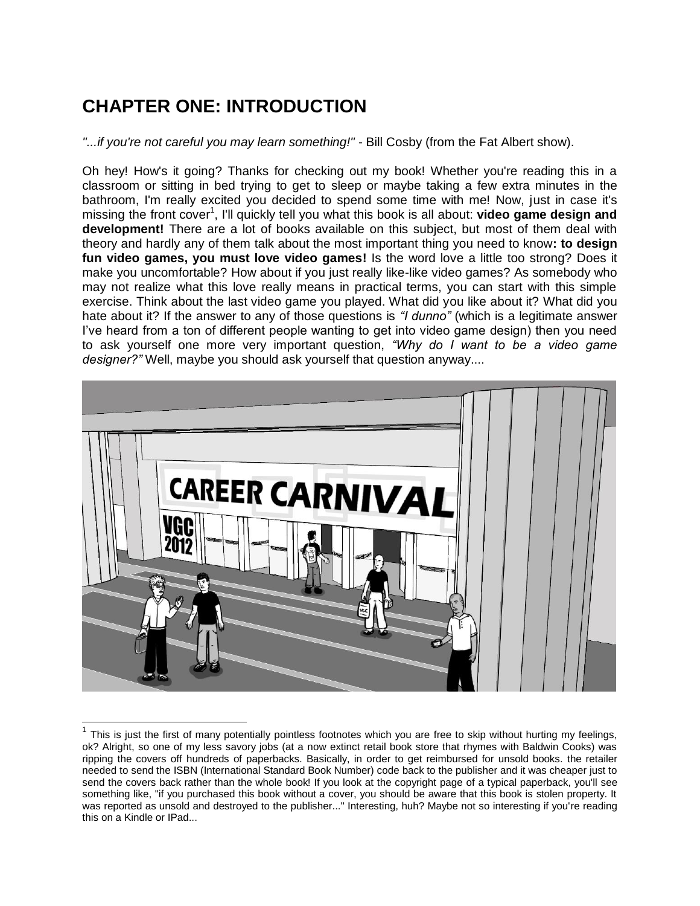# CHAPTER ONE: INTRODUCTION

*"...if you're not careful you may learn something!"* - Bill Cosby (from the Fat Albert show).

Oh hey! How's it going? Thanks for checking out my book! Whether you're reading this in a classroom or sitting in bed trying to get to sleep or maybe taking a few extra minutes in the bathroom, I'm really excited you decided to spend some time with me! Now, just in case it's missing the front cover[1], I'll quickly tell you what this book is all about: **video game design and development!** There are a lot of books available on this subject, but most of them deal with theory and hardly any of them talk about the most important thing you need to know**: to design fun video games, you must love video games!** Is the word love a little too strong? Does it make you uncomfortable? How about if you just really like-like video games? As somebody who may not realize what this love really means in practical terms, you can start with this simple exercise. Think about the last video game you played. What did you like about it? What did you hate about it? If the answer to any of those questions is *"I dunno"* (which is a legitimate answer I've heard from a ton of different people wanting to get into video game design) then you need to ask yourself one more very important question, *"Why do I want to be a video game designer?"* Well, maybe you should ask yourself that question anyway....

[1] This is just the first of many potentially pointless footnotes which you are free to skip without hurting my feelings, ok? Alright, so one of my less savory jobs (at a now extinct retail book store that rhymes with Baldwin Cooks) was ripping the covers off hundreds of paperbacks. Basically, in order to get reimbursed for unsold books. the retailer needed to send the ISBN (International Standard Book Number) code back to the publisher and it was cheaper just to send the covers back rather than the whole book! If you look at the copyright page of a typical paperback, you'll see something like, "if you purchased this book without a cover, you should be aware that this book is stolen property. It was reported as unsold and destroyed to the publisher..." Interesting, huh? Maybe not so interesting if you're reading this on a Kindle or IPad...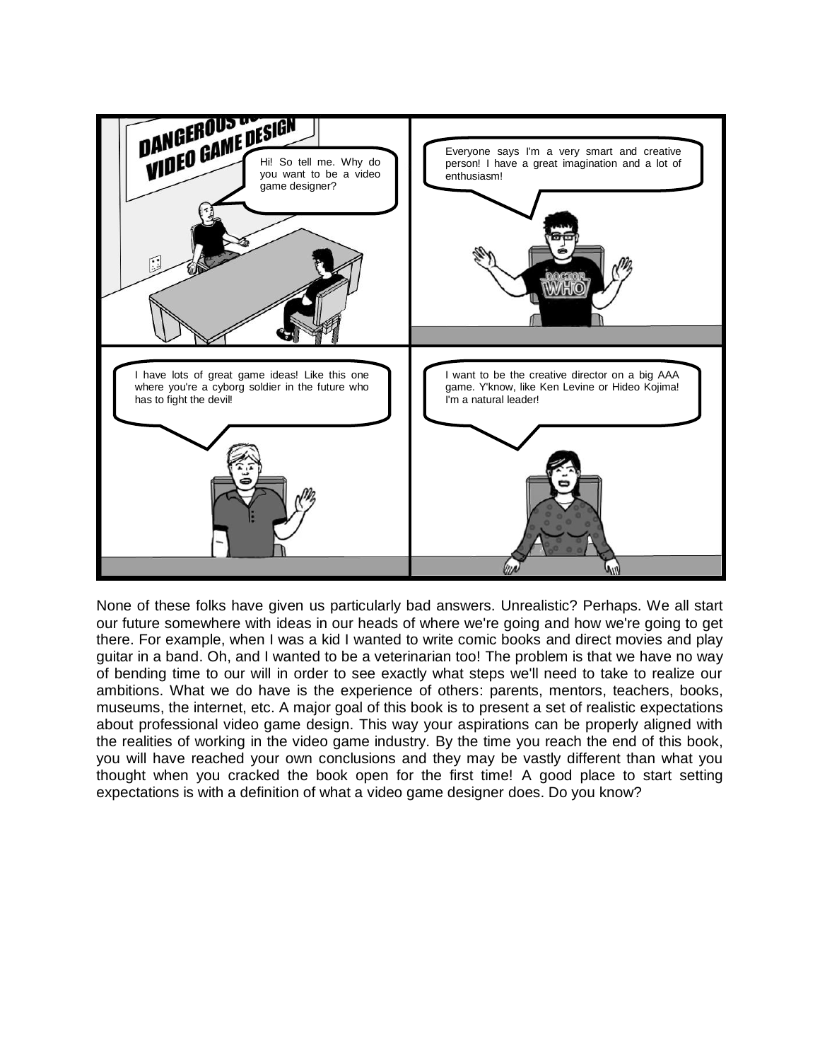DANGEROUS ... VIDEO GAME DESIGN

Hi! So tell me. Why do you want to be a video game designer?

Everyone says I'm a very smart and creative person! I have a great imagination and a lot of enthusiasm!

I have lots of great game ideas! Like this one where you're a cyborg soldier in the future who has to fight the devil!

I want to be the creative director on a big AAA game. Y'know, like Ken Levine or Hideo Kojima! I'm a natural leader!

None of these folks have given us particularly bad answers. Unrealistic? Perhaps. We all start our future somewhere with ideas in our heads of where we're going and how we're going to get there. For example, when I was a kid I wanted to write comic books and direct movies and play guitar in a band. Oh, and I wanted to be a veterinarian too! The problem is that we have no way of bending time to our will in order to see exactly what steps we'll need to take to realize our ambitions. What we do have is the experience of others: parents, mentors, teachers, books, museums, the internet, etc. A major goal of this book is to present a set of realistic expectations about professional video game design. This way your aspirations can be properly aligned with the realities of working in the video game industry. By the time you reach the end of this book, you will have reached your own conclusions and they may be vastly different than what you thought when you cracked the book open for the first time! A good place to start setting expectations is with a definition of what a video game designer does. Do you know?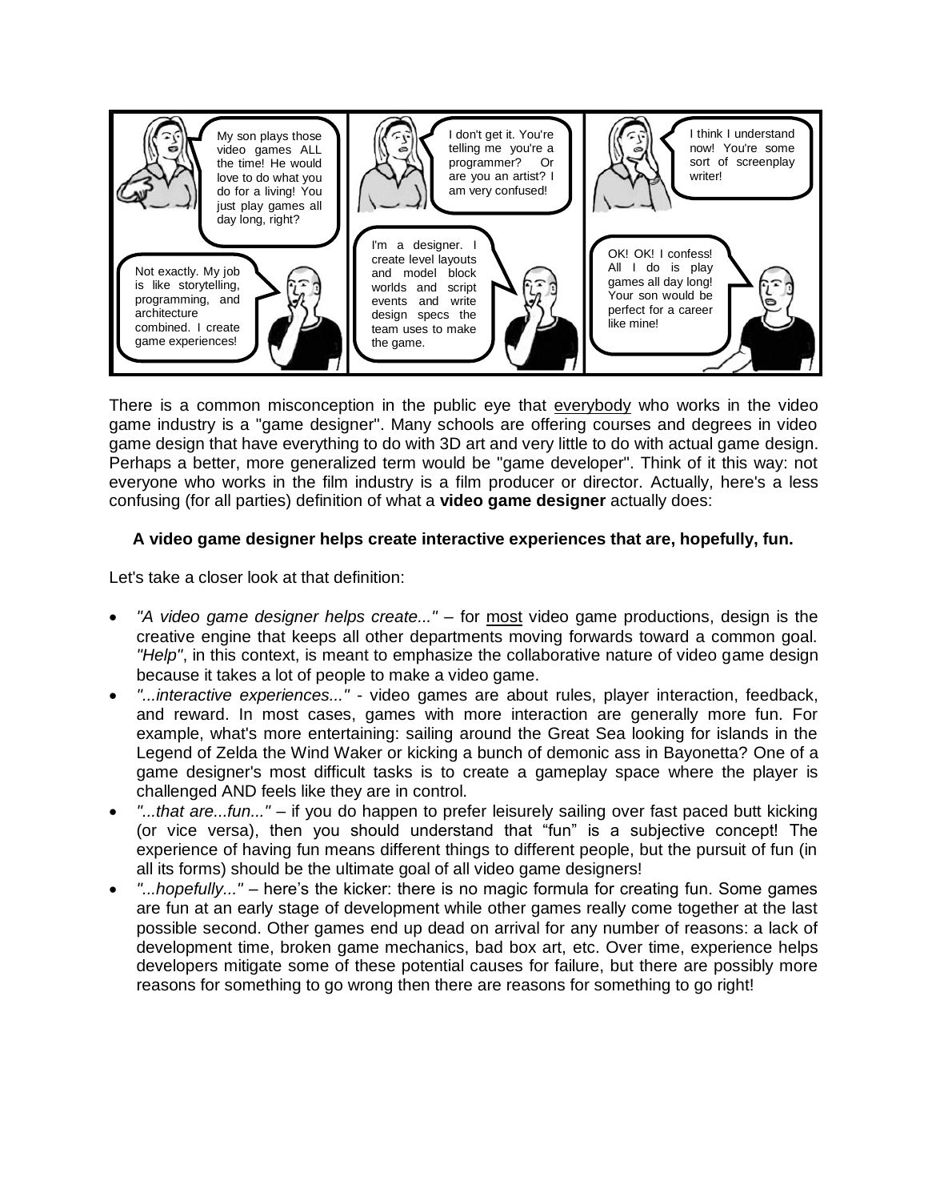My son plays those video games ALL the time! He would love to do what you do for a living! You just play games all day long, right?

Not exactly. My job is like storytelling, programming, and architecture combined. I create game experiences!

I don't get it. You're telling me you're a programmer? Or are you an artist? I am very confused!

I'm a designer. I create level layouts and model block worlds and script events and write design specs the team uses to make the game.

I think I understand now! You're some sort of screenplay writer!

OK! OK! I confess! All I do is play games all day long! Your son would be perfect for a career like mine!

There is a common misconception in the public eye that everybody who works in the video game industry is a "game designer". Many schools are offering courses and degrees in video game design that have everything to do with 3D art and very little to do with actual game design. Perhaps a better, more generalized term would be "game developer". Think of it this way: not everyone who works in the film industry is a film producer or director. Actually, here's a less confusing (for all parties) definition of what a **video game designer** actually does:

**A video game designer helps create interactive experiences that are, hopefully, fun.**

Let's take a closer look at that definition:

- *"A video game designer helps create..."* – for most video game productions, design is the creative engine that keeps all other departments moving forwards toward a common goal. *"Help"*, in this context, is meant to emphasize the collaborative nature of video game design because it takes a lot of people to make a video game.
- *"...interactive experiences..."* - video games are about rules, player interaction, feedback, and reward. In most cases, games with more interaction are generally more fun. For example, what's more entertaining: sailing around the Great Sea looking for islands in the Legend of Zelda the Wind Waker or kicking a bunch of demonic ass in Bayonetta? One of a game designer's most difficult tasks is to create a gameplay space where the player is challenged AND feels like they are in control.
- *"...that are...fun..."* – if you do happen to prefer leisurely sailing over fast paced butt kicking (or vice versa), then you should understand that "fun" is a subjective concept! The experience of having fun means different things to different people, but the pursuit of fun (in all its forms) should be the ultimate goal of all video game designers!
- *"...hopefully..."* – here's the kicker: there is no magic formula for creating fun. Some games are fun at an early stage of development while other games really come together at the last possible second. Other games end up dead on arrival for any number of reasons: a lack of development time, broken game mechanics, bad box art, etc. Over time, experience helps developers mitigate some of these potential causes for failure, but there are possibly more reasons for something to go wrong then there are reasons for something to go right!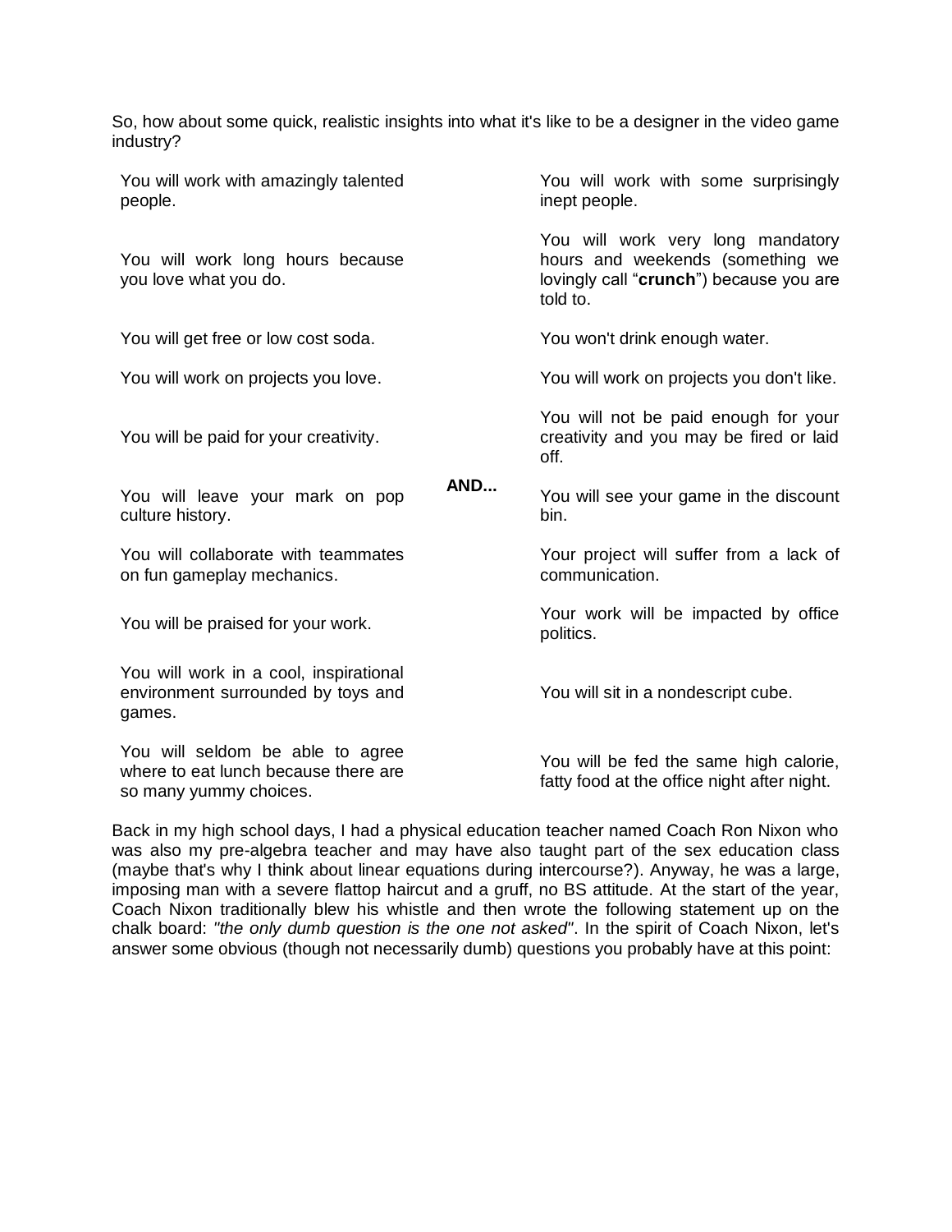So, how about some quick, realistic insights into what it's like to be a designer in the video game industry?

| | | |
|---|---|---|
| You will work with amazingly talented people. | | You will work with some surprisingly inept people. |
| You will work long hours because you love what you do. | | You will work very long mandatory hours and weekends (something we lovingly call "**crunch**") because you are told to. |
| You will get free or low cost soda. | | You won't drink enough water. |
| You will work on projects you love. | | You will work on projects you don't like. |
| You will be paid for your creativity. | | You will not be paid enough for your creativity and you may be fired or laid off. |
| You will leave your mark on pop culture history. | **AND...** | You will see your game in the discount bin. |
| You will collaborate with teammates on fun gameplay mechanics. | | Your project will suffer from a lack of communication. |
| You will be praised for your work. | | Your work will be impacted by office politics. |
| You will work in a cool, inspirational environment surrounded by toys and games. | | You will sit in a nondescript cube. |
| You will seldom be able to agree where to eat lunch because there are so many yummy choices. | | You will be fed the same high calorie, fatty food at the office night after night. |

Back in my high school days, I had a physical education teacher named Coach Ron Nixon who was also my pre-algebra teacher and may have also taught part of the sex education class (maybe that's why I think about linear equations during intercourse?). Anyway, he was a large, imposing man with a severe flattop haircut and a gruff, no BS attitude. At the start of the year, Coach Nixon traditionally blew his whistle and then wrote the following statement up on the chalk board: *"the only dumb question is the one not asked"*. In the spirit of Coach Nixon, let's answer some obvious (though not necessarily dumb) questions you probably have at this point: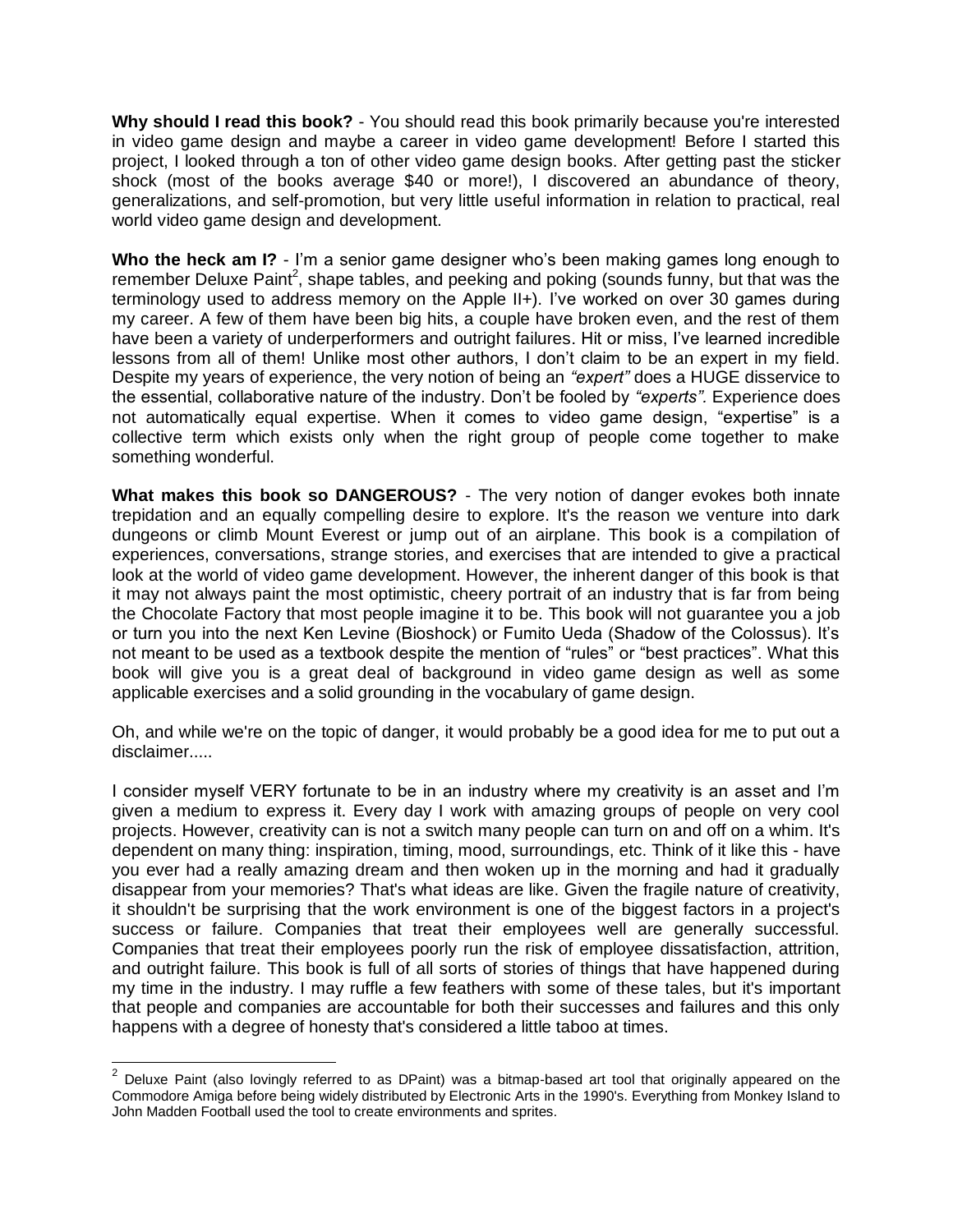**Why should I read this book?** - You should read this book primarily because you're interested in video game design and maybe a career in video game development! Before I started this project, I looked through a ton of other video game design books. After getting past the sticker shock (most of the books average $40 or more!), I discovered an abundance of theory, generalizations, and self-promotion, but very little useful information in relation to practical, real world video game design and development.

**Who the heck am I?** - I'm a senior game designer who's been making games long enough to remember Deluxe Paint[2], shape tables, and peeking and poking (sounds funny, but that was the terminology used to address memory on the Apple II+). I've worked on over 30 games during my career. A few of them have been big hits, a couple have broken even, and the rest of them have been a variety of underperformers and outright failures. Hit or miss, I've learned incredible lessons from all of them! Unlike most other authors, I don't claim to be an expert in my field. Despite my years of experience, the very notion of being an *"expert"* does a HUGE disservice to the essential, collaborative nature of the industry. Don't be fooled by *"experts"*. Experience does not automatically equal expertise. When it comes to video game design, "expertise" is a collective term which exists only when the right group of people come together to make something wonderful.

**What makes this book so DANGEROUS?** - The very notion of danger evokes both innate trepidation and an equally compelling desire to explore. It's the reason we venture into dark dungeons or climb Mount Everest or jump out of an airplane. This book is a compilation of experiences, conversations, strange stories, and exercises that are intended to give a practical look at the world of video game development. However, the inherent danger of this book is that it may not always paint the most optimistic, cheery portrait of an industry that is far from being the Chocolate Factory that most people imagine it to be. This book will not guarantee you a job or turn you into the next Ken Levine (Bioshock) or Fumito Ueda (Shadow of the Colossus). It's not meant to be used as a textbook despite the mention of "rules" or "best practices". What this book will give you is a great deal of background in video game design as well as some applicable exercises and a solid grounding in the vocabulary of game design.

Oh, and while we're on the topic of danger, it would probably be a good idea for me to put out a disclaimer.....

I consider myself VERY fortunate to be in an industry where my creativity is an asset and I'm given a medium to express it. Every day I work with amazing groups of people on very cool projects. However, creativity can is not a switch many people can turn on and off on a whim. It's dependent on many thing: inspiration, timing, mood, surroundings, etc. Think of it like this - have you ever had a really amazing dream and then woken up in the morning and had it gradually disappear from your memories? That's what ideas are like. Given the fragile nature of creativity, it shouldn't be surprising that the work environment is one of the biggest factors in a project's success or failure. Companies that treat their employees well are generally successful. Companies that treat their employees poorly run the risk of employee dissatisfaction, attrition, and outright failure. This book is full of all sorts of stories of things that have happened during my time in the industry. I may ruffle a few feathers with some of these tales, but it's important that people and companies are accountable for both their successes and failures and this only happens with a degree of honesty that's considered a little taboo at times.

---

[2] Deluxe Paint (also lovingly referred to as DPaint) was a bitmap-based art tool that originally appeared on the Commodore Amiga before being widely distributed by Electronic Arts in the 1990's. Everything from Monkey Island to John Madden Football used the tool to create environments and sprites.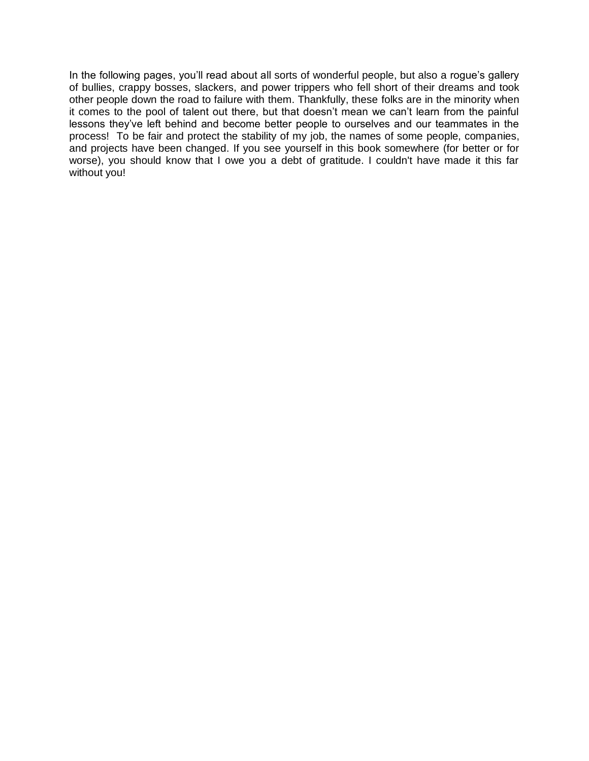In the following pages, you'll read about all sorts of wonderful people, but also a rogue's gallery of bullies, crappy bosses, slackers, and power trippers who fell short of their dreams and took other people down the road to failure with them. Thankfully, these folks are in the minority when it comes to the pool of talent out there, but that doesn't mean we can't learn from the painful lessons they've left behind and become better people to ourselves and our teammates in the process!  To be fair and protect the stability of my job, the names of some people, companies, and projects have been changed. If you see yourself in this book somewhere (for better or for worse), you should know that I owe you a debt of gratitude. I couldn't have made it this far without you!